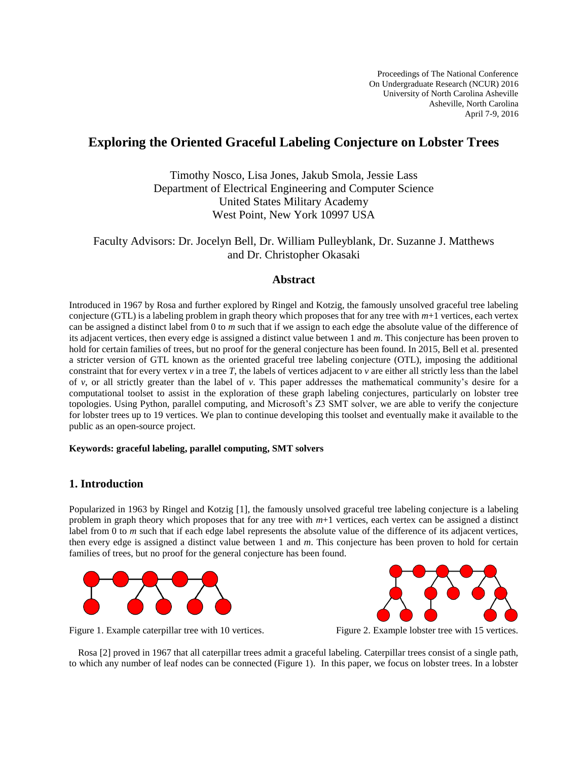Proceedings of The National Conference
On Undergraduate Research (NCUR) 2016
University of North Carolina Asheville
Asheville, North Carolina
April 7-9, 2016

# Exploring the Oriented Graceful Labeling Conjecture on Lobster Trees

Timothy Nosco, Lisa Jones, Jakub Smola, Jessie Lass
Department of Electrical Engineering and Computer Science
United States Military Academy
West Point, New York 10997 USA

Faculty Advisors: Dr. Jocelyn Bell, Dr. William Pulleyblank, Dr. Suzanne J. Matthews and Dr. Christopher Okasaki

## Abstract

Introduced in 1967 by Rosa and further explored by Ringel and Kotzig, the famously unsolved graceful tree labeling conjecture (GTL) is a labeling problem in graph theory which proposes that for any tree with $m$+1 vertices, each vertex can be assigned a distinct label from 0 to $m$ such that if we assign to each edge the absolute value of the difference of its adjacent vertices, then every edge is assigned a distinct value between 1 and $m$. This conjecture has been proven to hold for certain families of trees, but no proof for the general conjecture has been found. In 2015, Bell et al. presented a stricter version of GTL known as the oriented graceful tree labeling conjecture (OTL), imposing the additional constraint that for every vertex $v$ in a tree $T$, the labels of vertices adjacent to $v$ are either all strictly less than the label of $v$, or all strictly greater than the label of $v$. This paper addresses the mathematical community's desire for a computational toolset to assist in the exploration of these graph labeling conjectures, particularly on lobster tree topologies. Using Python, parallel computing, and Microsoft's Z3 SMT solver, we are able to verify the conjecture for lobster trees up to 19 vertices. We plan to continue developing this toolset and eventually make it available to the public as an open-source project.

**Keywords: graceful labeling, parallel computing, SMT solvers**

## 1. Introduction

Popularized in 1963 by Ringel and Kotzig [1], the famously unsolved graceful tree labeling conjecture is a labeling problem in graph theory which proposes that for any tree with $m$+1 vertices, each vertex can be assigned a distinct label from 0 to $m$ such that if each edge label represents the absolute value of the difference of its adjacent vertices, then every edge is assigned a distinct value between 1 and $m$. This conjecture has been proven to hold for certain families of trees, but no proof for the general conjecture has been found.

Figure 1. Example caterpillar tree with 10 vertices.

Figure 2. Example lobster tree with 15 vertices.

Rosa [2] proved in 1967 that all caterpillar trees admit a graceful labeling. Caterpillar trees consist of a single path, to which any number of leaf nodes can be connected (Figure 1). In this paper, we focus on lobster trees. In a lobster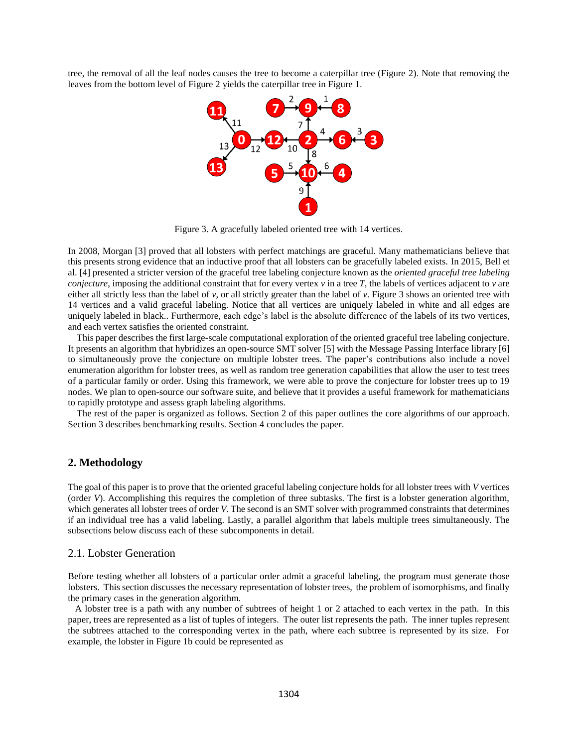tree, the removal of all the leaf nodes causes the tree to become a caterpillar tree (Figure 2). Note that removing the leaves from the bottom level of Figure 2 yields the caterpillar tree in Figure 1.

Figure 3. A gracefully labeled oriented tree with 14 vertices.

In 2008, Morgan [3] proved that all lobsters with perfect matchings are graceful. Many mathematicians believe that this presents strong evidence that an inductive proof that all lobsters can be gracefully labeled exists. In 2015, Bell et al. [4] presented a stricter version of the graceful tree labeling conjecture known as the *oriented graceful tree labeling conjecture*, imposing the additional constraint that for every vertex *v* in a tree *T*, the labels of vertices adjacent to *v* are either all strictly less than the label of *v*, or all strictly greater than the label of *v*. Figure 3 shows an oriented tree with 14 vertices and a valid graceful labeling. Notice that all vertices are uniquely labeled in white and all edges are uniquely labeled in black.. Furthermore, each edge's label is the absolute difference of the labels of its two vertices, and each vertex satisfies the oriented constraint.

This paper describes the first large-scale computational exploration of the oriented graceful tree labeling conjecture. It presents an algorithm that hybridizes an open-source SMT solver [5] with the Message Passing Interface library [6] to simultaneously prove the conjecture on multiple lobster trees. The paper's contributions also include a novel enumeration algorithm for lobster trees, as well as random tree generation capabilities that allow the user to test trees of a particular family or order. Using this framework, we were able to prove the conjecture for lobster trees up to 19 nodes. We plan to open-source our software suite, and believe that it provides a useful framework for mathematicians to rapidly prototype and assess graph labeling algorithms.

The rest of the paper is organized as follows. Section 2 of this paper outlines the core algorithms of our approach. Section 3 describes benchmarking results. Section 4 concludes the paper.

## 2. Methodology

The goal of this paper is to prove that the oriented graceful labeling conjecture holds for all lobster trees with *V* vertices (order *V*). Accomplishing this requires the completion of three subtasks. The first is a lobster generation algorithm, which generates all lobster trees of order *V*. The second is an SMT solver with programmed constraints that determines if an individual tree has a valid labeling. Lastly, a parallel algorithm that labels multiple trees simultaneously. The subsections below discuss each of these subcomponents in detail.

### 2.1. Lobster Generation

Before testing whether all lobsters of a particular order admit a graceful labeling, the program must generate those lobsters. This section discusses the necessary representation of lobster trees, the problem of isomorphisms, and finally the primary cases in the generation algorithm.

A lobster tree is a path with any number of subtrees of height 1 or 2 attached to each vertex in the path. In this paper, trees are represented as a list of tuples of integers. The outer list represents the path. The inner tuples represent the subtrees attached to the corresponding vertex in the path, where each subtree is represented by its size. For example, the lobster in Figure 1b could be represented as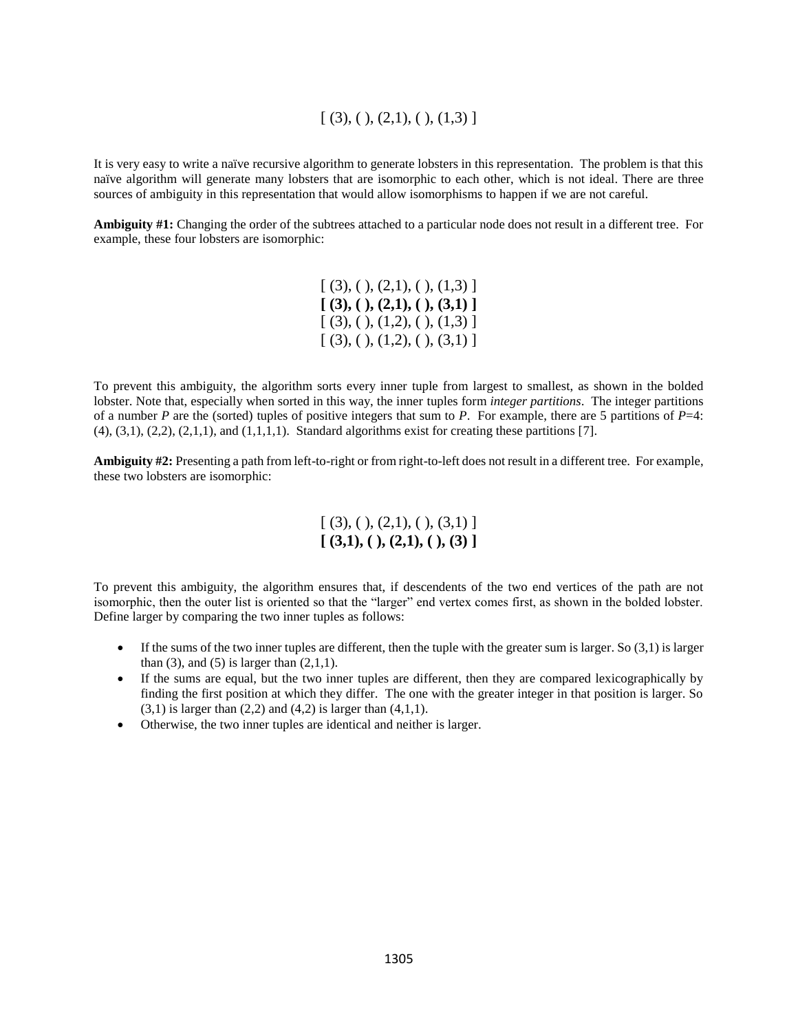[ (3), ( ), (2,1), ( ), (1,3) ]

It is very easy to write a naïve recursive algorithm to generate lobsters in this representation. The problem is that this naïve algorithm will generate many lobsters that are isomorphic to each other, which is not ideal. There are three sources of ambiguity in this representation that would allow isomorphisms to happen if we are not careful.

**Ambiguity #1:** Changing the order of the subtrees attached to a particular node does not result in a different tree. For example, these four lobsters are isomorphic:

[ (3), ( ), (2,1), ( ), (1,3) ]
**[ (3), ( ), (2,1), ( ), (3,1) ]**
[ (3), ( ), (1,2), ( ), (1,3) ]
[ (3), ( ), (1,2), ( ), (3,1) ]

To prevent this ambiguity, the algorithm sorts every inner tuple from largest to smallest, as shown in the bolded lobster. Note that, especially when sorted in this way, the inner tuples form *integer partitions*. The integer partitions of a number $P$ are the (sorted) tuples of positive integers that sum to $P$. For example, there are 5 partitions of $P$=4: (4), (3,1), (2,2), (2,1,1), and (1,1,1,1). Standard algorithms exist for creating these partitions [7].

**Ambiguity #2:** Presenting a path from left-to-right or from right-to-left does not result in a different tree. For example, these two lobsters are isomorphic:

[ (3), ( ), (2,1), ( ), (3,1) ]
**[ (3,1), ( ), (2,1), ( ), (3) ]**

To prevent this ambiguity, the algorithm ensures that, if descendents of the two end vertices of the path are not isomorphic, then the outer list is oriented so that the "larger" end vertex comes first, as shown in the bolded lobster. Define larger by comparing the two inner tuples as follows:

- If the sums of the two inner tuples are different, then the tuple with the greater sum is larger. So (3,1) is larger than (3), and (5) is larger than (2,1,1).
- If the sums are equal, but the two inner tuples are different, then they are compared lexicographically by finding the first position at which they differ. The one with the greater integer in that position is larger. So (3,1) is larger than (2,2) and (4,2) is larger than (4,1,1).
- Otherwise, the two inner tuples are identical and neither is larger.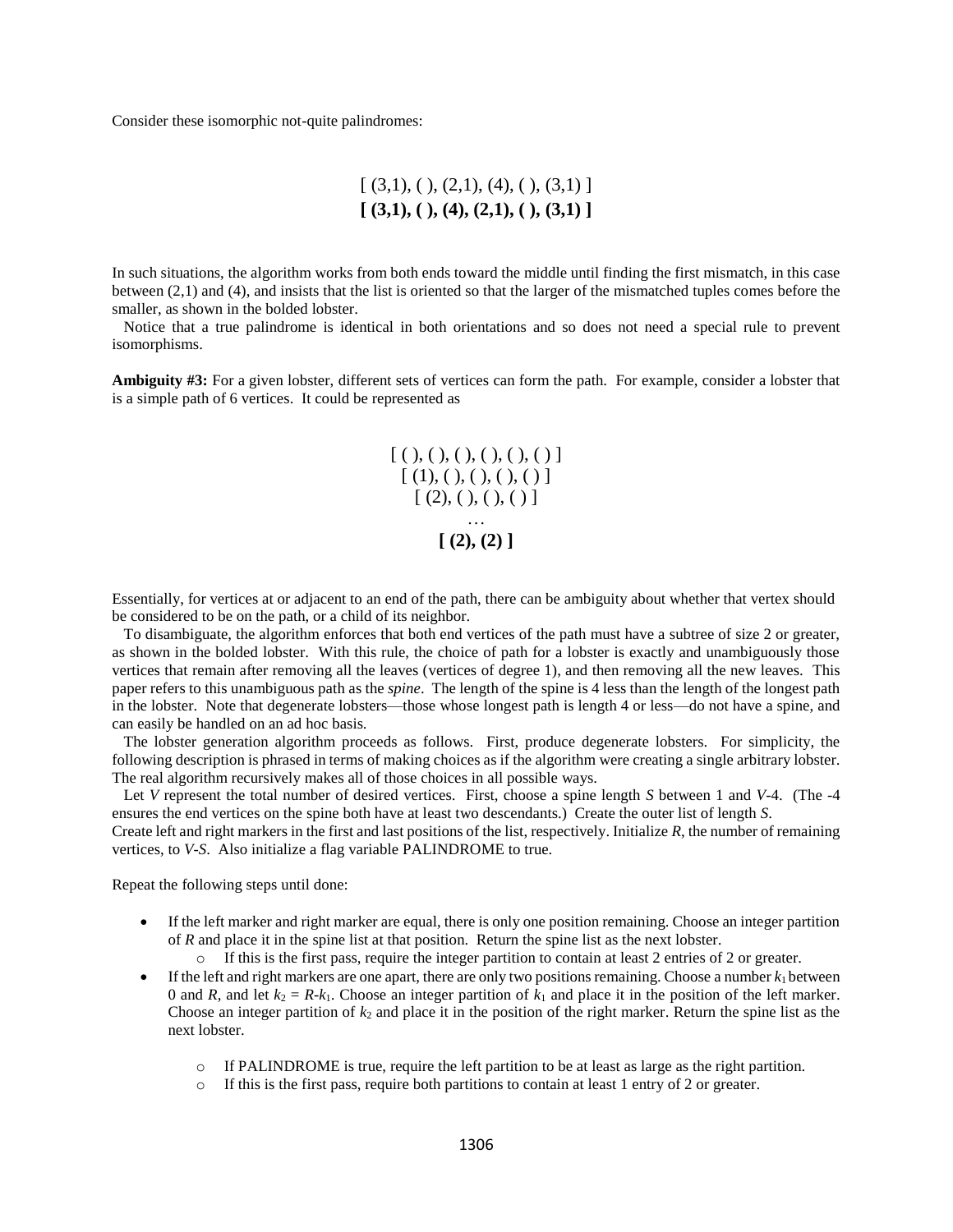Consider these isomorphic not-quite palindromes:

[ (3,1), ( ), (2,1), (4), ( ), (3,1) ]

**[ (3,1), ( ), (4), (2,1), ( ), (3,1) ]**

In such situations, the algorithm works from both ends toward the middle until finding the first mismatch, in this case between (2,1) and (4), and insists that the list is oriented so that the larger of the mismatched tuples comes before the smaller, as shown in the bolded lobster.

Notice that a true palindrome is identical in both orientations and so does not need a special rule to prevent isomorphisms.

**Ambiguity #3:** For a given lobster, different sets of vertices can form the path. For example, consider a lobster that is a simple path of 6 vertices. It could be represented as

[ ( ), ( ), ( ), ( ), ( ), ( ) ]

[ (1), ( ), ( ), ( ), ( ) ]

[ (2), ( ), ( ), ( ) ]

…

**[ (2), (2) ]**

Essentially, for vertices at or adjacent to an end of the path, there can be ambiguity about whether that vertex should be considered to be on the path, or a child of its neighbor.

To disambiguate, the algorithm enforces that both end vertices of the path must have a subtree of size 2 or greater, as shown in the bolded lobster. With this rule, the choice of path for a lobster is exactly and unambiguously those vertices that remain after removing all the leaves (vertices of degree 1), and then removing all the new leaves. This paper refers to this unambiguous path as the *spine*. The length of the spine is 4 less than the length of the longest path in the lobster. Note that degenerate lobsters—those whose longest path is length 4 or less—do not have a spine, and can easily be handled on an ad hoc basis.

The lobster generation algorithm proceeds as follows. First, produce degenerate lobsters. For simplicity, the following description is phrased in terms of making choices as if the algorithm were creating a single arbitrary lobster. The real algorithm recursively makes all of those choices in all possible ways.

Let $V$ represent the total number of desired vertices. First, choose a spine length $S$ between 1 and $V$-4. (The -4 ensures the end vertices on the spine both have at least two descendants.) Create the outer list of length $S$.
Create left and right markers in the first and last positions of the list, respectively. Initialize $R$, the number of remaining vertices, to $V$-$S$. Also initialize a flag variable PALINDROME to true.

Repeat the following steps until done:

- If the left marker and right marker are equal, there is only one position remaining. Choose an integer partition of $R$ and place it in the spine list at that position. Return the spine list as the next lobster.
  - If this is the first pass, require the integer partition to contain at least 2 entries of 2 or greater.
- If the left and right markers are one apart, there are only two positions remaining. Choose a number $k_1$ between 0 and $R$, and let $k_2 = R$-$k_1$. Choose an integer partition of $k_1$ and place it in the position of the left marker. Choose an integer partition of $k_2$ and place it in the position of the right marker. Return the spine list as the next lobster.
  - If PALINDROME is true, require the left partition to be at least as large as the right partition.
  - If this is the first pass, require both partitions to contain at least 1 entry of 2 or greater.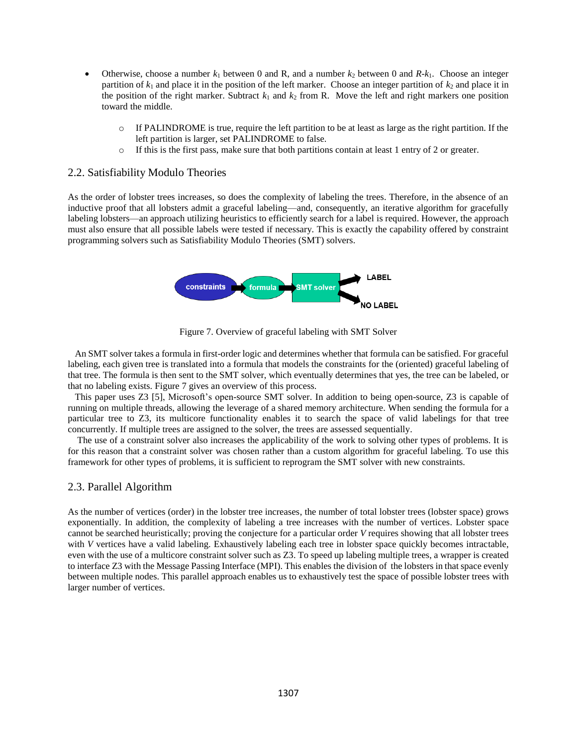- Otherwise, choose a number $k_1$ between 0 and R, and a number $k_2$ between 0 and $R$-$k_1$. Choose an integer partition of $k_1$ and place it in the position of the left marker. Choose an integer partition of $k_2$ and place it in the position of the right marker. Subtract $k_1$ and $k_2$ from R. Move the left and right markers one position toward the middle.
  - If PALINDROME is true, require the left partition to be at least as large as the right partition. If the left partition is larger, set PALINDROME to false.
  - If this is the first pass, make sure that both partitions contain at least 1 entry of 2 or greater.

## 2.2. Satisfiability Modulo Theories

As the order of lobster trees increases, so does the complexity of labeling the trees. Therefore, in the absence of an inductive proof that all lobsters admit a graceful labeling—and, consequently, an iterative algorithm for gracefully labeling lobsters—an approach utilizing heuristics to efficiently search for a label is required. However, the approach must also ensure that all possible labels were tested if necessary. This is exactly the capability offered by constraint programming solvers such as Satisfiability Modulo Theories (SMT) solvers.

constraints → formula → SMT solver → LABEL / NO LABEL

Figure 7. Overview of graceful labeling with SMT Solver

An SMT solver takes a formula in first-order logic and determines whether that formula can be satisfied. For graceful labeling, each given tree is translated into a formula that models the constraints for the (oriented) graceful labeling of that tree. The formula is then sent to the SMT solver, which eventually determines that yes, the tree can be labeled, or that no labeling exists. Figure 7 gives an overview of this process.

This paper uses Z3 [5], Microsoft's open-source SMT solver. In addition to being open-source, Z3 is capable of running on multiple threads, allowing the leverage of a shared memory architecture. When sending the formula for a particular tree to Z3, its multicore functionality enables it to search the space of valid labelings for that tree concurrently. If multiple trees are assigned to the solver, the trees are assessed sequentially.

The use of a constraint solver also increases the applicability of the work to solving other types of problems. It is for this reason that a constraint solver was chosen rather than a custom algorithm for graceful labeling. To use this framework for other types of problems, it is sufficient to reprogram the SMT solver with new constraints.

## 2.3. Parallel Algorithm

As the number of vertices (order) in the lobster tree increases, the number of total lobster trees (lobster space) grows exponentially. In addition, the complexity of labeling a tree increases with the number of vertices. Lobster space cannot be searched heuristically; proving the conjecture for a particular order $V$ requires showing that all lobster trees with $V$ vertices have a valid labeling. Exhaustively labeling each tree in lobster space quickly becomes intractable, even with the use of a multicore constraint solver such as Z3. To speed up labeling multiple trees, a wrapper is created to interface Z3 with the Message Passing Interface (MPI). This enables the division of the lobsters in that space evenly between multiple nodes. This parallel approach enables us to exhaustively test the space of possible lobster trees with larger number of vertices.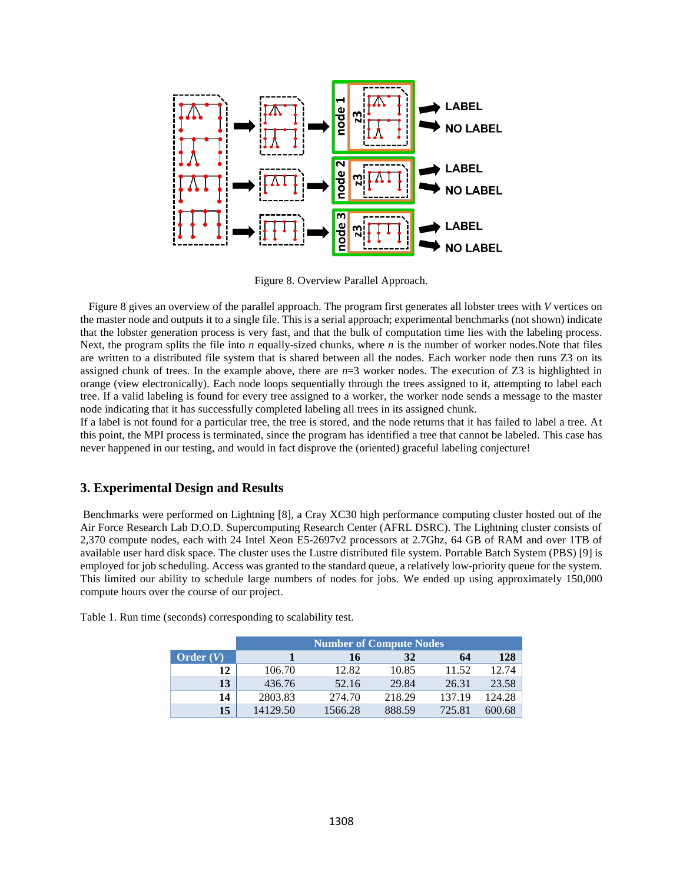Figure 8. Overview Parallel Approach.

Figure 8 gives an overview of the parallel approach. The program first generates all lobster trees with *V* vertices on the master node and outputs it to a single file. This is a serial approach; experimental benchmarks (not shown) indicate that the lobster generation process is very fast, and that the bulk of computation time lies with the labeling process. Next, the program splits the file into *n* equally-sized chunks, where *n* is the number of worker nodes.Note that files are written to a distributed file system that is shared between all the nodes. Each worker node then runs Z3 on its assigned chunk of trees. In the example above, there are *n*=3 worker nodes. The execution of Z3 is highlighted in orange (view electronically). Each node loops sequentially through the trees assigned to it, attempting to label each tree. If a valid labeling is found for every tree assigned to a worker, the worker node sends a message to the master node indicating that it has successfully completed labeling all trees in its assigned chunk.
If a label is not found for a particular tree, the tree is stored, and the node returns that it has failed to label a tree. At this point, the MPI process is terminated, since the program has identified a tree that cannot be labeled. This case has never happened in our testing, and would in fact disprove the (oriented) graceful labeling conjecture!

## 3. Experimental Design and Results

Benchmarks were performed on Lightning [8], a Cray XC30 high performance computing cluster hosted out of the Air Force Research Lab D.O.D. Supercomputing Research Center (AFRL DSRC). The Lightning cluster consists of 2,370 compute nodes, each with 24 Intel Xeon E5-2697v2 processors at 2.7Ghz, 64 GB of RAM and over 1TB of available user hard disk space. The cluster uses the Lustre distributed file system. Portable Batch System (PBS) [9] is employed for job scheduling. Access was granted to the standard queue, a relatively low-priority queue for the system. This limited our ability to schedule large numbers of nodes for jobs. We ended up using approximately 150,000 compute hours over the course of our project.

Table 1. Run time (seconds) corresponding to scalability test.

| | Number of Compute Nodes | | | | |
|---|---|---|---|---|---|
| **Order (*V*)** | **1** | **16** | **32** | **64** | **128** |
| **12** | 106.70 | 12.82 | 10.85 | 11.52 | 12.74 |
| **13** | 436.76 | 52.16 | 29.84 | 26.31 | 23.58 |
| **14** | 2803.83 | 274.70 | 218.29 | 137.19 | 124.28 |
| **15** | 14129.50 | 1566.28 | 888.59 | 725.81 | 600.68 |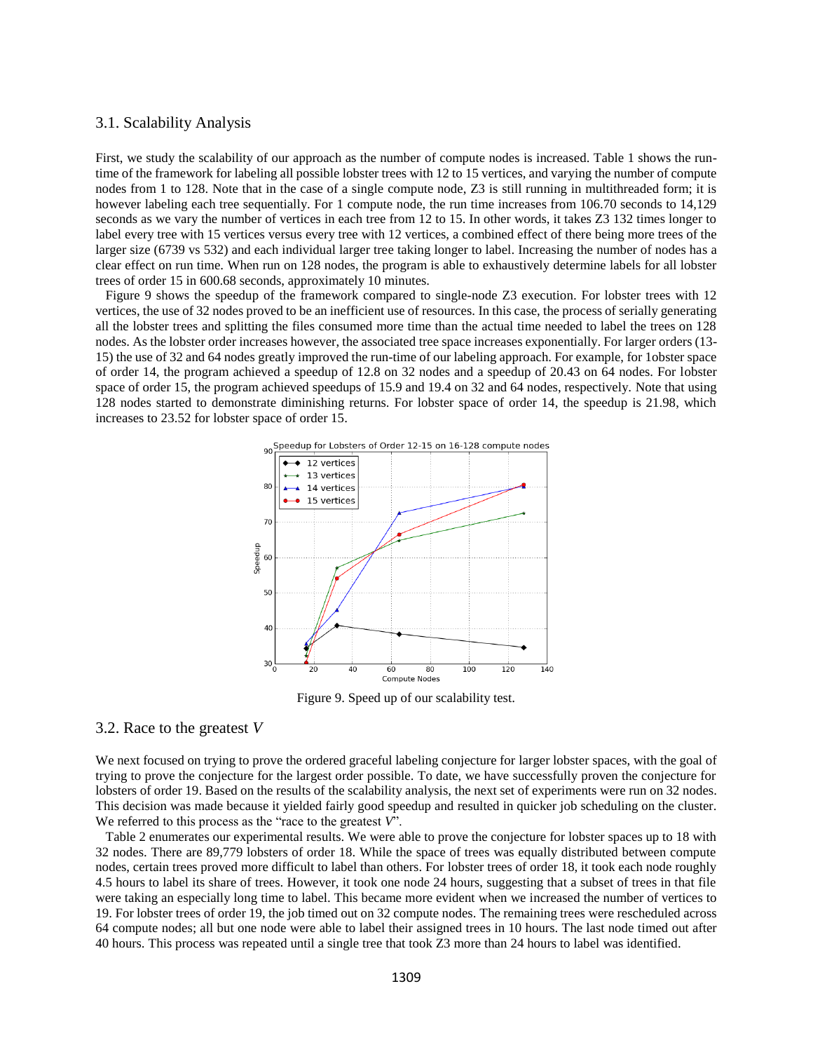## 3.1. Scalability Analysis

First, we study the scalability of our approach as the number of compute nodes is increased. Table 1 shows the run-time of the framework for labeling all possible lobster trees with 12 to 15 vertices, and varying the number of compute nodes from 1 to 128. Note that in the case of a single compute node, Z3 is still running in multithreaded form; it is however labeling each tree sequentially. For 1 compute node, the run time increases from 106.70 seconds to 14,129 seconds as we vary the number of vertices in each tree from 12 to 15. In other words, it takes Z3 132 times longer to label every tree with 15 vertices versus every tree with 12 vertices, a combined effect of there being more trees of the larger size (6739 vs 532) and each individual larger tree taking longer to label. Increasing the number of nodes has a clear effect on run time. When run on 128 nodes, the program is able to exhaustively determine labels for all lobster trees of order 15 in 600.68 seconds, approximately 10 minutes.

Figure 9 shows the speedup of the framework compared to single-node Z3 execution. For lobster trees with 12 vertices, the use of 32 nodes proved to be an inefficient use of resources. In this case, the process of serially generating all the lobster trees and splitting the files consumed more time than the actual time needed to label the trees on 128 nodes. As the lobster order increases however, the associated tree space increases exponentially. For larger orders (13-15) the use of 32 and 64 nodes greatly improved the run-time of our labeling approach. For example, for 1obster space of order 14, the program achieved a speedup of 12.8 on 32 nodes and a speedup of 20.43 on 64 nodes. For lobster space of order 15, the program achieved speedups of 15.9 and 19.4 on 32 and 64 nodes, respectively. Note that using 128 nodes started to demonstrate diminishing returns. For lobster space of order 14, the speedup is 21.98, which increases to 23.52 for lobster space of order 15.

Figure 9. Speed up of our scalability test.

## 3.2. Race to the greatest *V*

We next focused on trying to prove the ordered graceful labeling conjecture for larger lobster spaces, with the goal of trying to prove the conjecture for the largest order possible. To date, we have successfully proven the conjecture for lobsters of order 19. Based on the results of the scalability analysis, the next set of experiments were run on 32 nodes. This decision was made because it yielded fairly good speedup and resulted in quicker job scheduling on the cluster. We referred to this process as the "race to the greatest *V*".

Table 2 enumerates our experimental results. We were able to prove the conjecture for lobster spaces up to 18 with 32 nodes. There are 89,779 lobsters of order 18. While the space of trees was equally distributed between compute nodes, certain trees proved more difficult to label than others. For lobster trees of order 18, it took each node roughly 4.5 hours to label its share of trees. However, it took one node 24 hours, suggesting that a subset of trees in that file were taking an especially long time to label. This became more evident when we increased the number of vertices to 19. For lobster trees of order 19, the job timed out on 32 compute nodes. The remaining trees were rescheduled across 64 compute nodes; all but one node were able to label their assigned trees in 10 hours. The last node timed out after 40 hours. This process was repeated until a single tree that took Z3 more than 24 hours to label was identified.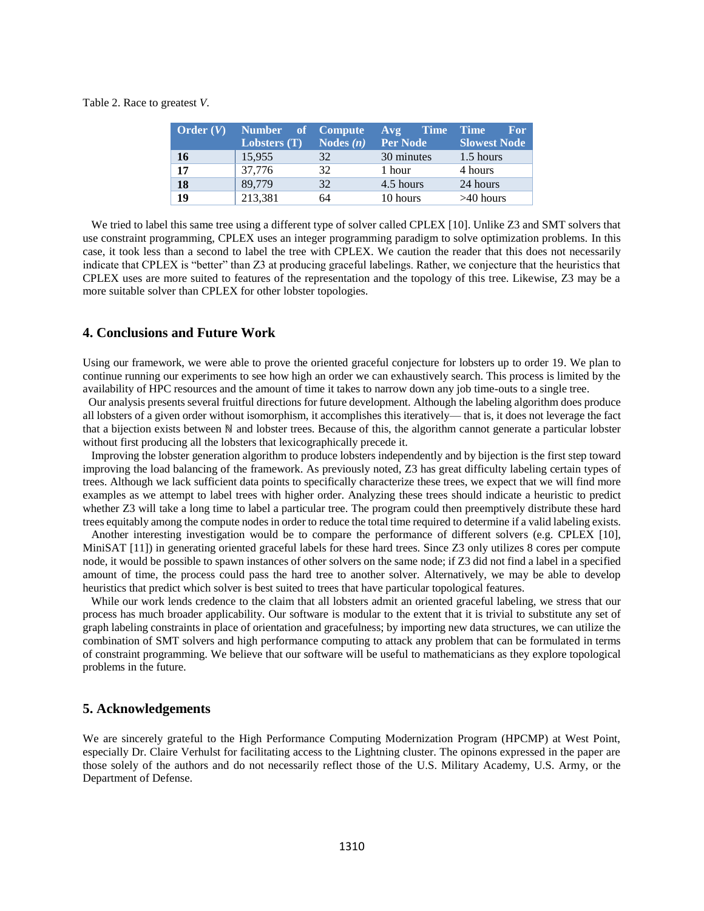Table 2. Race to greatest *V*.

| Order (*V*) | Number of Lobsters (T) | Compute Nodes (*n*) | Avg Time Per Node | Time For Slowest Node |
|---|---|---|---|---|
| **16** | 15,955 | 32 | 30 minutes | 1.5 hours |
| **17** | 37,776 | 32 | 1 hour | 4 hours |
| **18** | 89,779 | 32 | 4.5 hours | 24 hours |
| **19** | 213,381 | 64 | 10 hours | >40 hours |

We tried to label this same tree using a different type of solver called CPLEX [10]. Unlike Z3 and SMT solvers that use constraint programming, CPLEX uses an integer programming paradigm to solve optimization problems. In this case, it took less than a second to label the tree with CPLEX. We caution the reader that this does not necessarily indicate that CPLEX is "better" than Z3 at producing graceful labelings. Rather, we conjecture that the heuristics that CPLEX uses are more suited to features of the representation and the topology of this tree. Likewise, Z3 may be a more suitable solver than CPLEX for other lobster topologies.

## 4. Conclusions and Future Work

Using our framework, we were able to prove the oriented graceful conjecture for lobsters up to order 19. We plan to continue running our experiments to see how high an order we can exhaustively search. This process is limited by the availability of HPC resources and the amount of time it takes to narrow down any job time-outs to a single tree.

Our analysis presents several fruitful directions for future development. Although the labeling algorithm does produce all lobsters of a given order without isomorphism, it accomplishes this iteratively— that is, it does not leverage the fact that a bijection exists between ℕ and lobster trees. Because of this, the algorithm cannot generate a particular lobster without first producing all the lobsters that lexicographically precede it.

Improving the lobster generation algorithm to produce lobsters independently and by bijection is the first step toward improving the load balancing of the framework. As previously noted, Z3 has great difficulty labeling certain types of trees. Although we lack sufficient data points to specifically characterize these trees, we expect that we will find more examples as we attempt to label trees with higher order. Analyzing these trees should indicate a heuristic to predict whether Z3 will take a long time to label a particular tree. The program could then preemptively distribute these hard trees equitably among the compute nodes in order to reduce the total time required to determine if a valid labeling exists.

Another interesting investigation would be to compare the performance of different solvers (e.g. CPLEX [10], MiniSAT [11]) in generating oriented graceful labels for these hard trees. Since Z3 only utilizes 8 cores per compute node, it would be possible to spawn instances of other solvers on the same node; if Z3 did not find a label in a specified amount of time, the process could pass the hard tree to another solver. Alternatively, we may be able to develop heuristics that predict which solver is best suited to trees that have particular topological features.

While our work lends credence to the claim that all lobsters admit an oriented graceful labeling, we stress that our process has much broader applicability. Our software is modular to the extent that it is trivial to substitute any set of graph labeling constraints in place of orientation and gracefulness; by importing new data structures, we can utilize the combination of SMT solvers and high performance computing to attack any problem that can be formulated in terms of constraint programming. We believe that our software will be useful to mathematicians as they explore topological problems in the future.

## 5. Acknowledgements

We are sincerely grateful to the High Performance Computing Modernization Program (HPCMP) at West Point, especially Dr. Claire Verhulst for facilitating access to the Lightning cluster. The opinons expressed in the paper are those solely of the authors and do not necessarily reflect those of the U.S. Military Academy, U.S. Army, or the Department of Defense.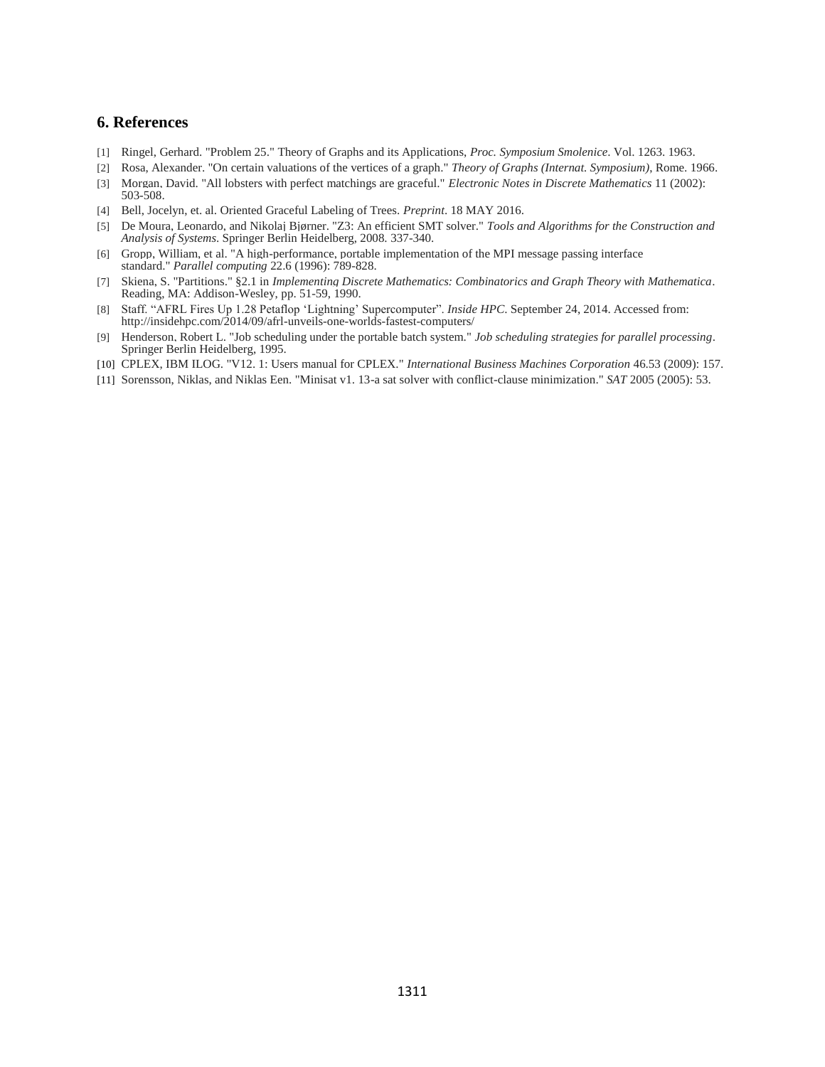## 6. References

[1] Ringel, Gerhard. "Problem 25." Theory of Graphs and its Applications, *Proc. Symposium Smolenice*. Vol. 1263. 1963.

[2] Rosa, Alexander. "On certain valuations of the vertices of a graph." *Theory of Graphs (Internat. Symposium)*, Rome. 1966.

[3] Morgan, David. "All lobsters with perfect matchings are graceful." *Electronic Notes in Discrete Mathematics* 11 (2002): 503-508.

[4] Bell, Jocelyn, et. al. Oriented Graceful Labeling of Trees. *Preprint*. 18 MAY 2016.

[5] De Moura, Leonardo, and Nikolaj Bjørner. "Z3: An efficient SMT solver." *Tools and Algorithms for the Construction and Analysis of Systems*. Springer Berlin Heidelberg, 2008. 337-340.

[6] Gropp, William, et al. "A high-performance, portable implementation of the MPI message passing interface standard." *Parallel computing* 22.6 (1996): 789-828.

[7] Skiena, S. "Partitions." §2.1 in *Implementing Discrete Mathematics: Combinatorics and Graph Theory with Mathematica*. Reading, MA: Addison-Wesley, pp. 51-59, 1990.

[8] Staff. "AFRL Fires Up 1.28 Petaflop 'Lightning' Supercomputer". *Inside HPC*. September 24, 2014. Accessed from: http://insidehpc.com/2014/09/afrl-unveils-one-worlds-fastest-computers/

[9] Henderson, Robert L. "Job scheduling under the portable batch system." *Job scheduling strategies for parallel processing*. Springer Berlin Heidelberg, 1995.

[10] CPLEX, IBM ILOG. "V12. 1: Users manual for CPLEX." *International Business Machines Corporation* 46.53 (2009): 157.

[11] Sorensson, Niklas, and Niklas Een. "Minisat v1. 13-a sat solver with conflict-clause minimization." *SAT* 2005 (2005): 53.